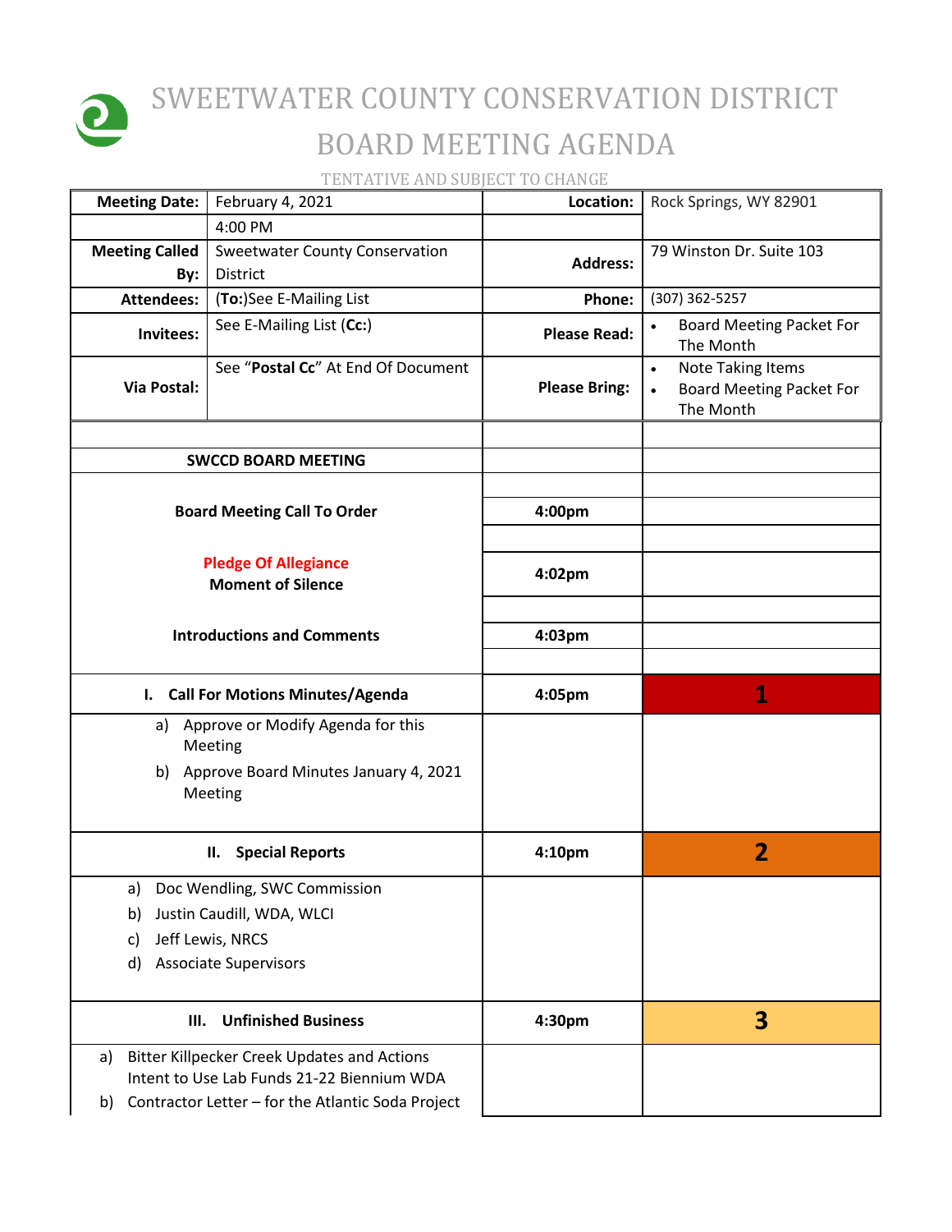# SWEETWATER COUNTY CONSERVATION DISTRICT

# BOARD MEETING AGENDA

TENTATIVE AND SUBJECT TO CHANGE

| **Meeting Date:** | February 4, 2021 | **Location:** | Rock Springs, WY 82901 |
|---|---|---|---|
| | 4:00 PM | | |
| **Meeting Called By:** | Sweetwater County Conservation District | **Address:** | 79 Winston Dr. Suite 103 |
| **Attendees:** | (**To:**)See E-Mailing List | **Phone:** | (307) 362-5257 |
| **Invitees:** | See E-Mailing List (**Cc:**) | **Please Read:** | • Board Meeting Packet For The Month |
| **Via Postal:** | See "**Postal Cc**" At End Of Document | **Please Bring:** | • Note Taking Items<br>• Board Meeting Packet For The Month |

| | | |
|---|---|---|
| **SWCCD BOARD MEETING** | | |
| **Board Meeting Call To Order** | **4:00pm** | |
| **Pledge Of Allegiance**<br>**Moment of Silence** | **4:02pm** | |
| **Introductions and Comments** | **4:03pm** | |
| **I. Call For Motions Minutes/Agenda** | **4:05pm** | **1** |
| a) Approve or Modify Agenda for this Meeting<br>b) Approve Board Minutes January 4, 2021 Meeting | | |
| **II. Special Reports** | **4:10pm** | **2** |
| a) Doc Wendling, SWC Commission<br>b) Justin Caudill, WDA, WLCI<br>c) Jeff Lewis, NRCS<br>d) Associate Supervisors | | |
| **III. Unfinished Business** | **4:30pm** | **3** |
| a) Bitter Killpecker Creek Updates and Actions Intent to Use Lab Funds 21-22 Biennium WDA<br>b) Contractor Letter – for the Atlantic Soda Project | | |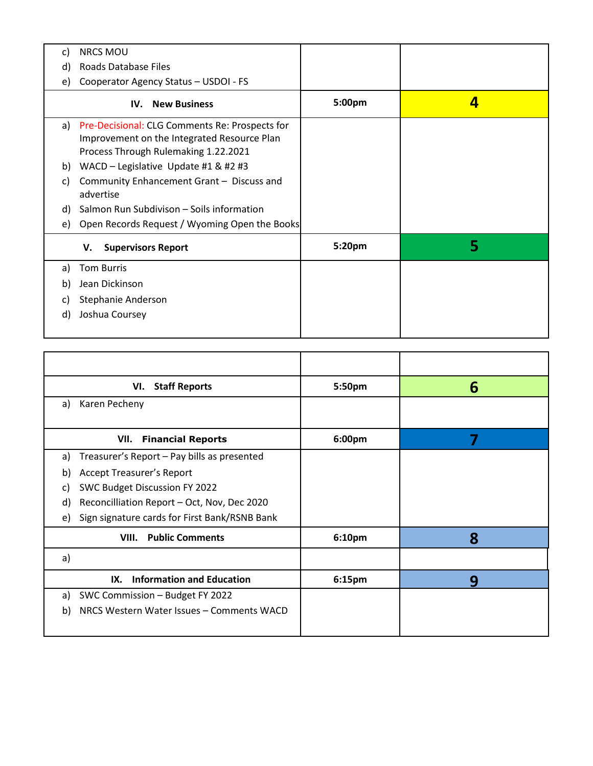| | | |
|---|---|---|
| c) NRCS MOU<br>d) Roads Database Files<br>e) Cooperator Agency Status – USDOI - FS | | |
| **IV. New Business** | **5:00pm** | **4** |
| a) Pre-Decisional: CLG Comments Re: Prospects for Improvement on the Integrated Resource Plan Process Through Rulemaking 1.22.2021<br>b) WACD – Legislative Update #1 & #2 #3<br>c) Community Enhancement Grant – Discuss and advertise<br>d) Salmon Run Subdivison – Soils information<br>e) Open Records Request / Wyoming Open the Books | | |
| **V. Supervisors Report** | **5:20pm** | **5** |
| a) Tom Burris<br>b) Jean Dickinson<br>c) Stephanie Anderson<br>d) Joshua Coursey | | |

| | | |
|---|---|---|
| | | |
| **VI. Staff Reports** | **5:50pm** | **6** |
| a) Karen Pecheny | | |
| **VII. Financial Reports** | **6:00pm** | **7** |
| a) Treasurer's Report – Pay bills as presented<br>b) Accept Treasurer's Report<br>c) SWC Budget Discussion FY 2022<br>d) Reconcilliation Report – Oct, Nov, Dec 2020<br>e) Sign signature cards for First Bank/RSNB Bank | | |
| **VIII. Public Comments** | **6:10pm** | **8** |
| a) | | |
| **IX. Information and Education** | **6:15pm** | **9** |
| a) SWC Commission – Budget FY 2022<br>b) NRCS Western Water Issues – Comments WACD | | |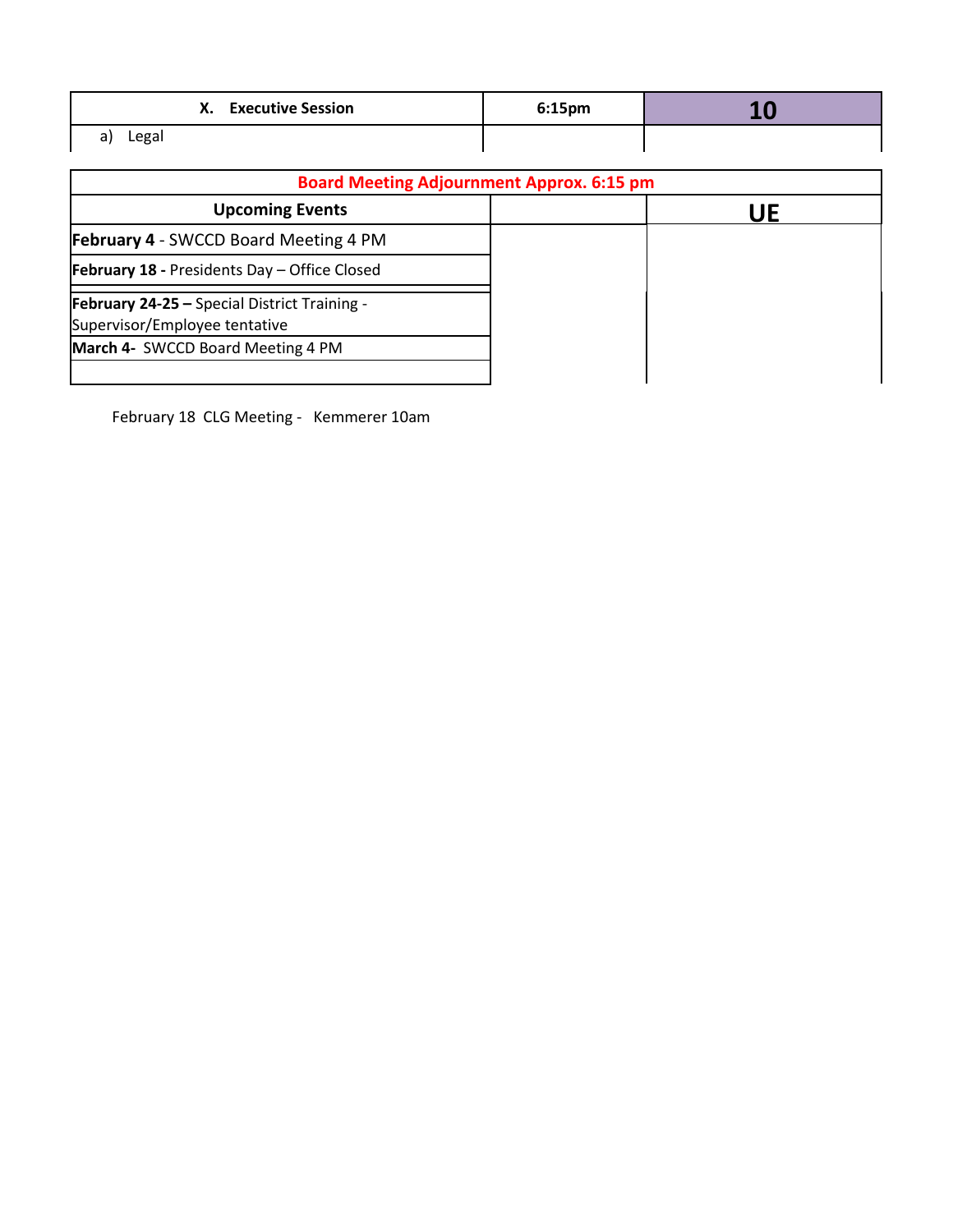| X. Executive Session | 6:15pm | 10 |
|---|---|---|
| a) Legal | | |

| Board Meeting Adjournment Approx. 6:15 pm | | |
|---|---|---|
| **Upcoming Events** | | **UE** |
| **February 4** - SWCCD Board Meeting 4 PM | | |
| **February 18 -** Presidents Day – Office Closed | | |
| **February 24-25 –** Special District Training - Supervisor/Employee tentative | | |
| **March 4-** SWCCD Board Meeting 4 PM | | |
| | | |

February 18 CLG Meeting - Kemmerer 10am